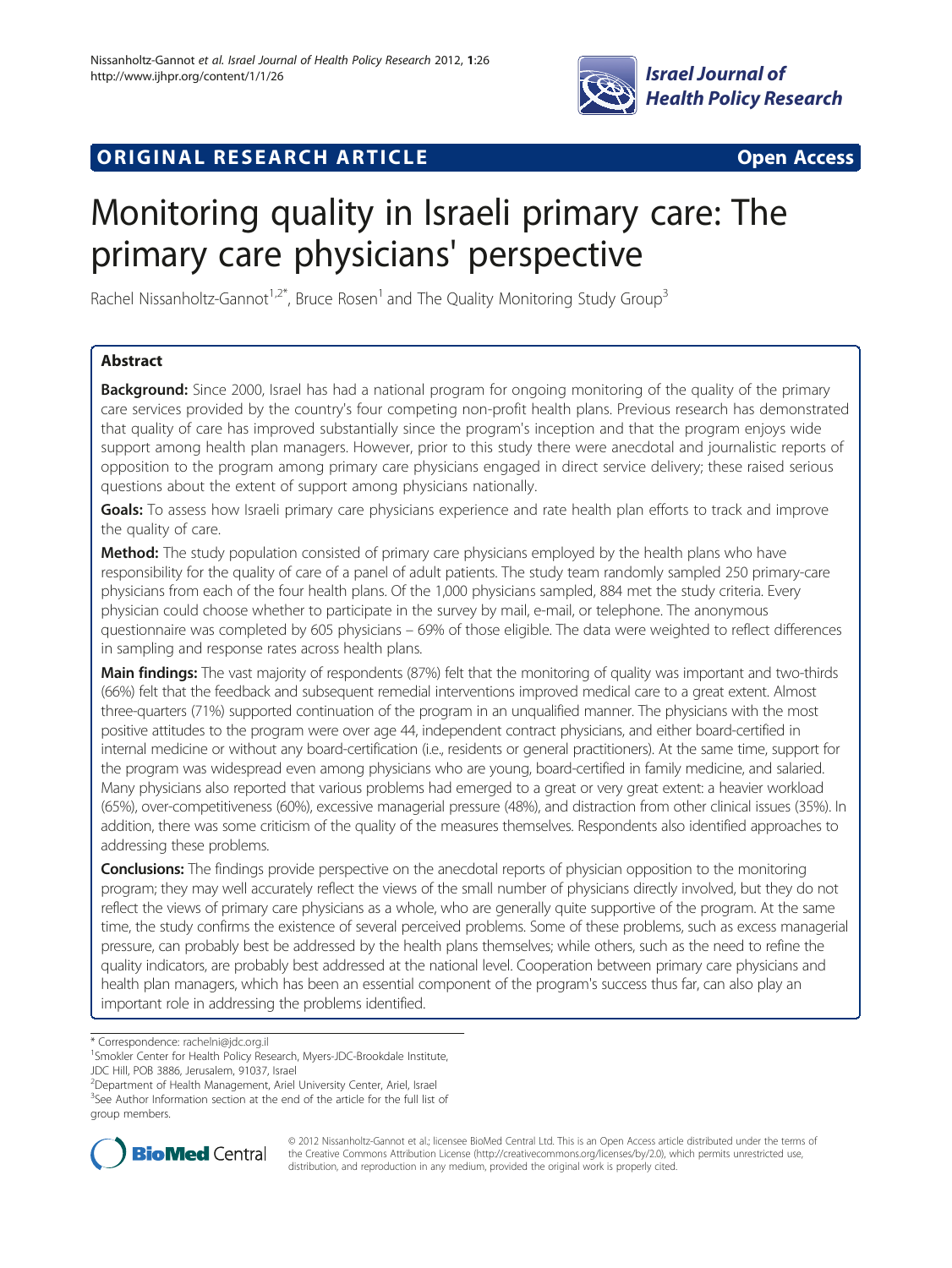**ORIGINAL RESEARCH ARTICLE** **Open Access**

# Monitoring quality in Israeli primary care: The primary care physicians' perspective

Rachel Nissanholtz-Gannot[1,2*], Bruce Rosen[1] and The Quality Monitoring Study Group[3]

## Abstract

**Background:** Since 2000, Israel has had a national program for ongoing monitoring of the quality of the primary care services provided by the country's four competing non-profit health plans. Previous research has demonstrated that quality of care has improved substantially since the program's inception and that the program enjoys wide support among health plan managers. However, prior to this study there were anecdotal and journalistic reports of opposition to the program among primary care physicians engaged in direct service delivery; these raised serious questions about the extent of support among physicians nationally.

**Goals:** To assess how Israeli primary care physicians experience and rate health plan efforts to track and improve the quality of care.

**Method:** The study population consisted of primary care physicians employed by the health plans who have responsibility for the quality of care of a panel of adult patients. The study team randomly sampled 250 primary-care physicians from each of the four health plans. Of the 1,000 physicians sampled, 884 met the study criteria. Every physician could choose whether to participate in the survey by mail, e-mail, or telephone. The anonymous questionnaire was completed by 605 physicians – 69% of those eligible. The data were weighted to reflect differences in sampling and response rates across health plans.

**Main findings:** The vast majority of respondents (87%) felt that the monitoring of quality was important and two-thirds (66%) felt that the feedback and subsequent remedial interventions improved medical care to a great extent. Almost three-quarters (71%) supported continuation of the program in an unqualified manner. The physicians with the most positive attitudes to the program were over age 44, independent contract physicians, and either board-certified in internal medicine or without any board-certification (i.e., residents or general practitioners). At the same time, support for the program was widespread even among physicians who are young, board-certified in family medicine, and salaried. Many physicians also reported that various problems had emerged to a great or very great extent: a heavier workload (65%), over-competitiveness (60%), excessive managerial pressure (48%), and distraction from other clinical issues (35%). In addition, there was some criticism of the quality of the measures themselves. Respondents also identified approaches to addressing these problems.

**Conclusions:** The findings provide perspective on the anecdotal reports of physician opposition to the monitoring program; they may well accurately reflect the views of the small number of physicians directly involved, but they do not reflect the views of primary care physicians as a whole, who are generally quite supportive of the program. At the same time, the study confirms the existence of several perceived problems. Some of these problems, such as excess managerial pressure, can probably best be addressed by the health plans themselves; while others, such as the need to refine the quality indicators, are probably best addressed at the national level. Cooperation between primary care physicians and health plan managers, which has been an essential component of the program's success thus far, can also play an important role in addressing the problems identified.

\* Correspondence: rachelni@jdc.org.il
[1]Smokler Center for Health Policy Research, Myers-JDC-Brookdale Institute, JDC Hill, POB 3886, Jerusalem, 91037, Israel
[2]Department of Health Management, Ariel University Center, Ariel, Israel
[3]See Author Information section at the end of the article for the full list of group members.

© 2012 Nissanholtz-Gannot et al.; licensee BioMed Central Ltd. This is an Open Access article distributed under the terms of the Creative Commons Attribution License (http://creativecommons.org/licenses/by/2.0), which permits unrestricted use, distribution, and reproduction in any medium, provided the original work is properly cited.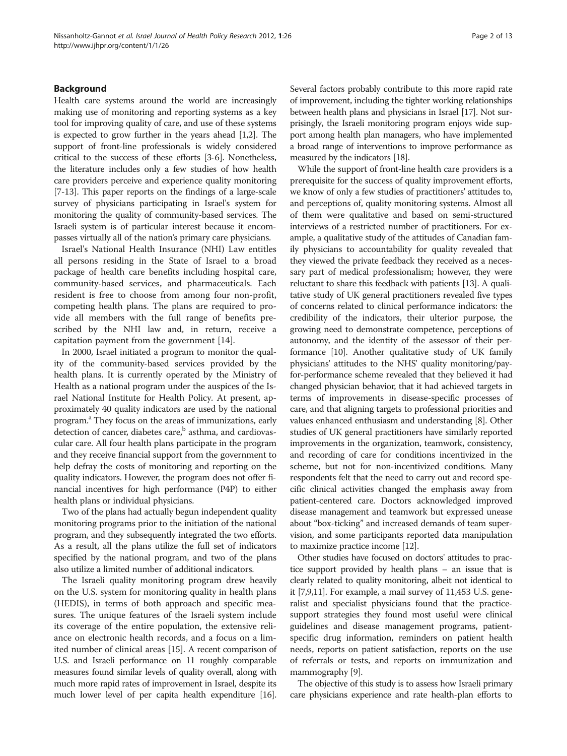## Background

Health care systems around the world are increasingly making use of monitoring and reporting systems as a key tool for improving quality of care, and use of these systems is expected to grow further in the years ahead [1,2]. The support of front-line professionals is widely considered critical to the success of these efforts [3-6]. Nonetheless, the literature includes only a few studies of how health care providers perceive and experience quality monitoring [7-13]. This paper reports on the findings of a large-scale survey of physicians participating in Israel's system for monitoring the quality of community-based services. The Israeli system is of particular interest because it encompasses virtually all of the nation's primary care physicians.

Israel's National Health Insurance (NHI) Law entitles all persons residing in the State of Israel to a broad package of health care benefits including hospital care, community-based services, and pharmaceuticals. Each resident is free to choose from among four non-profit, competing health plans. The plans are required to provide all members with the full range of benefits prescribed by the NHI law and, in return, receive a capitation payment from the government [14].

In 2000, Israel initiated a program to monitor the quality of the community-based services provided by the health plans. It is currently operated by the Ministry of Health as a national program under the auspices of the Israel National Institute for Health Policy. At present, approximately 40 quality indicators are used by the national program.[a] They focus on the areas of immunizations, early detection of cancer, diabetes care,[b] asthma, and cardiovascular care. All four health plans participate in the program and they receive financial support from the government to help defray the costs of monitoring and reporting on the quality indicators. However, the program does not offer financial incentives for high performance (P4P) to either health plans or individual physicians.

Two of the plans had actually begun independent quality monitoring programs prior to the initiation of the national program, and they subsequently integrated the two efforts. As a result, all the plans utilize the full set of indicators specified by the national program, and two of the plans also utilize a limited number of additional indicators.

The Israeli quality monitoring program drew heavily on the U.S. system for monitoring quality in health plans (HEDIS), in terms of both approach and specific measures. The unique features of the Israeli system include its coverage of the entire population, the extensive reliance on electronic health records, and a focus on a limited number of clinical areas [15]. A recent comparison of U.S. and Israeli performance on 11 roughly comparable measures found similar levels of quality overall, along with much more rapid rates of improvement in Israel, despite its much lower level of per capita health expenditure [16]. Several factors probably contribute to this more rapid rate of improvement, including the tighter working relationships between health plans and physicians in Israel [17]. Not surprisingly, the Israeli monitoring program enjoys wide support among health plan managers, who have implemented a broad range of interventions to improve performance as measured by the indicators [18].

While the support of front-line health care providers is a prerequisite for the success of quality improvement efforts, we know of only a few studies of practitioners' attitudes to, and perceptions of, quality monitoring systems. Almost all of them were qualitative and based on semi-structured interviews of a restricted number of practitioners. For example, a qualitative study of the attitudes of Canadian family physicians to accountability for quality revealed that they viewed the private feedback they received as a necessary part of medical professionalism; however, they were reluctant to share this feedback with patients [13]. A qualitative study of UK general practitioners revealed five types of concerns related to clinical performance indicators: the credibility of the indicators, their ulterior purpose, the growing need to demonstrate competence, perceptions of autonomy, and the identity of the assessor of their performance [10]. Another qualitative study of UK family physicians' attitudes to the NHS' quality monitoring/pay-for-performance scheme revealed that they believed it had changed physician behavior, that it had achieved targets in terms of improvements in disease-specific processes of care, and that aligning targets to professional priorities and values enhanced enthusiasm and understanding [8]. Other studies of UK general practitioners have similarly reported improvements in the organization, teamwork, consistency, and recording of care for conditions incentivized in the scheme, but not for non-incentivized conditions. Many respondents felt that the need to carry out and record specific clinical activities changed the emphasis away from patient-centered care. Doctors acknowledged improved disease management and teamwork but expressed unease about "box-ticking" and increased demands of team supervision, and some participants reported data manipulation to maximize practice income [12].

Other studies have focused on doctors' attitudes to practice support provided by health plans – an issue that is clearly related to quality monitoring, albeit not identical to it [7,9,11]. For example, a mail survey of 11,453 U.S. generalist and specialist physicians found that the practice-support strategies they found most useful were clinical guidelines and disease management programs, patient-specific drug information, reminders on patient health needs, reports on patient satisfaction, reports on the use of referrals or tests, and reports on immunization and mammography [9].

The objective of this study is to assess how Israeli primary care physicians experience and rate health-plan efforts to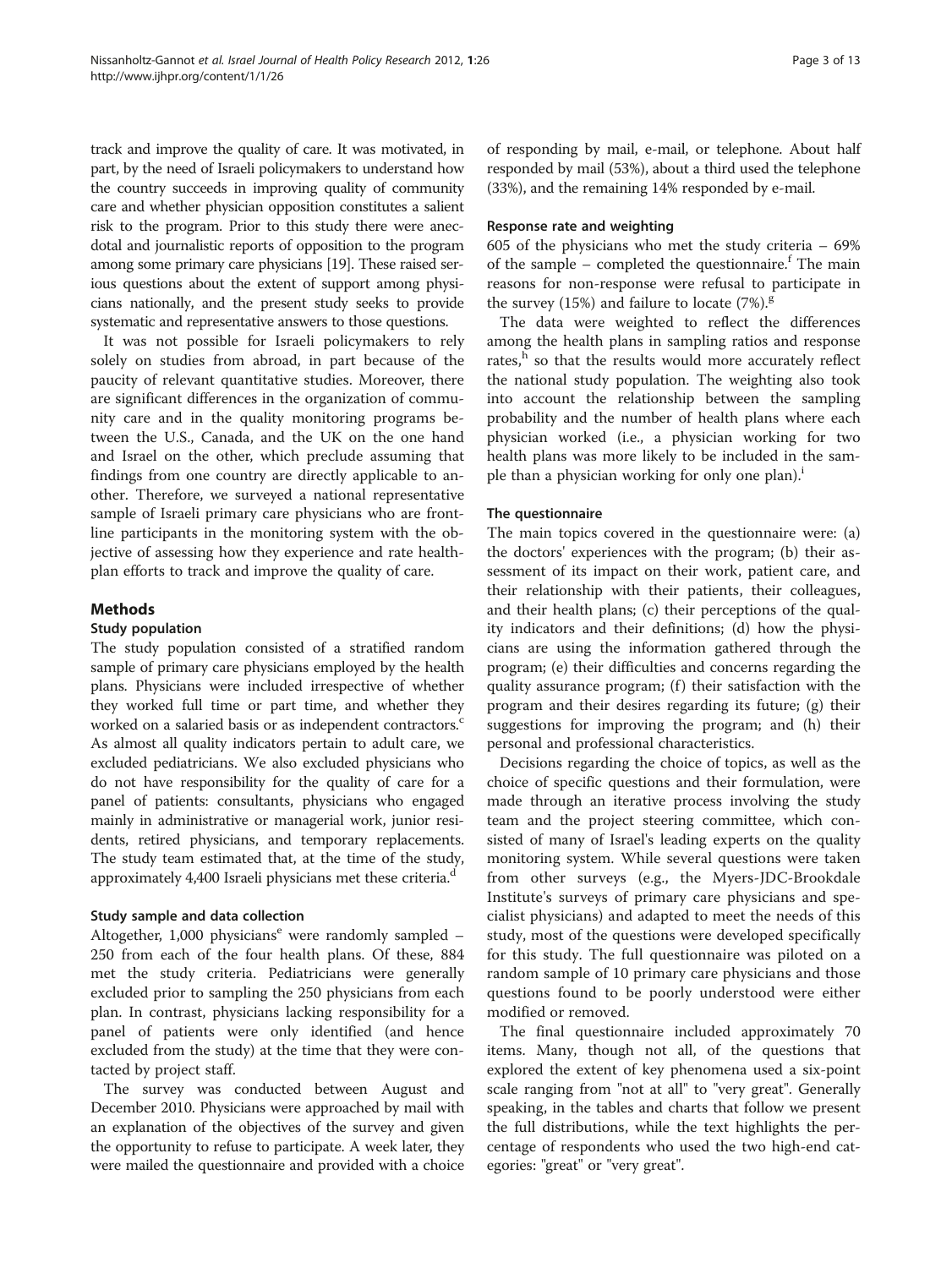track and improve the quality of care. It was motivated, in part, by the need of Israeli policymakers to understand how the country succeeds in improving quality of community care and whether physician opposition constitutes a salient risk to the program. Prior to this study there were anecdotal and journalistic reports of opposition to the program among some primary care physicians [19]. These raised serious questions about the extent of support among physicians nationally, and the present study seeks to provide systematic and representative answers to those questions.

It was not possible for Israeli policymakers to rely solely on studies from abroad, in part because of the paucity of relevant quantitative studies. Moreover, there are significant differences in the organization of community care and in the quality monitoring programs between the U.S., Canada, and the UK on the one hand and Israel on the other, which preclude assuming that findings from one country are directly applicable to another. Therefore, we surveyed a national representative sample of Israeli primary care physicians who are front-line participants in the monitoring system with the objective of assessing how they experience and rate health-plan efforts to track and improve the quality of care.

## Methods

### Study population

The study population consisted of a stratified random sample of primary care physicians employed by the health plans. Physicians were included irrespective of whether they worked full time or part time, and whether they worked on a salaried basis or as independent contractors.[c] As almost all quality indicators pertain to adult care, we excluded pediatricians. We also excluded physicians who do not have responsibility for the quality of care for a panel of patients: consultants, physicians who engaged mainly in administrative or managerial work, junior residents, retired physicians, and temporary replacements. The study team estimated that, at the time of the study, approximately 4,400 Israeli physicians met these criteria.[d]

### Study sample and data collection

Altogether, 1,000 physicians[e] were randomly sampled – 250 from each of the four health plans. Of these, 884 met the study criteria. Pediatricians were generally excluded prior to sampling the 250 physicians from each plan. In contrast, physicians lacking responsibility for a panel of patients were only identified (and hence excluded from the study) at the time that they were contacted by project staff.

The survey was conducted between August and December 2010. Physicians were approached by mail with an explanation of the objectives of the survey and given the opportunity to refuse to participate. A week later, they were mailed the questionnaire and provided with a choice of responding by mail, e-mail, or telephone. About half responded by mail (53%), about a third used the telephone (33%), and the remaining 14% responded by e-mail.

### Response rate and weighting

605 of the physicians who met the study criteria – 69% of the sample – completed the questionnaire.[f] The main reasons for non-response were refusal to participate in the survey (15%) and failure to locate (7%).[g]

The data were weighted to reflect the differences among the health plans in sampling ratios and response rates,[h] so that the results would more accurately reflect the national study population. The weighting also took into account the relationship between the sampling probability and the number of health plans where each physician worked (i.e., a physician working for two health plans was more likely to be included in the sample than a physician working for only one plan).[i]

### The questionnaire

The main topics covered in the questionnaire were: (a) the doctors' experiences with the program; (b) their assessment of its impact on their work, patient care, and their relationship with their patients, their colleagues, and their health plans; (c) their perceptions of the quality indicators and their definitions; (d) how the physicians are using the information gathered through the program; (e) their difficulties and concerns regarding the quality assurance program; (f) their satisfaction with the program and their desires regarding its future; (g) their suggestions for improving the program; and (h) their personal and professional characteristics.

Decisions regarding the choice of topics, as well as the choice of specific questions and their formulation, were made through an iterative process involving the study team and the project steering committee, which consisted of many of Israel's leading experts on the quality monitoring system. While several questions were taken from other surveys (e.g., the Myers-JDC-Brookdale Institute's surveys of primary care physicians and specialist physicians) and adapted to meet the needs of this study, most of the questions were developed specifically for this study. The full questionnaire was piloted on a random sample of 10 primary care physicians and those questions found to be poorly understood were either modified or removed.

The final questionnaire included approximately 70 items. Many, though not all, of the questions that explored the extent of key phenomena used a six-point scale ranging from "not at all" to "very great". Generally speaking, in the tables and charts that follow we present the full distributions, while the text highlights the percentage of respondents who used the two high-end categories: "great" or "very great".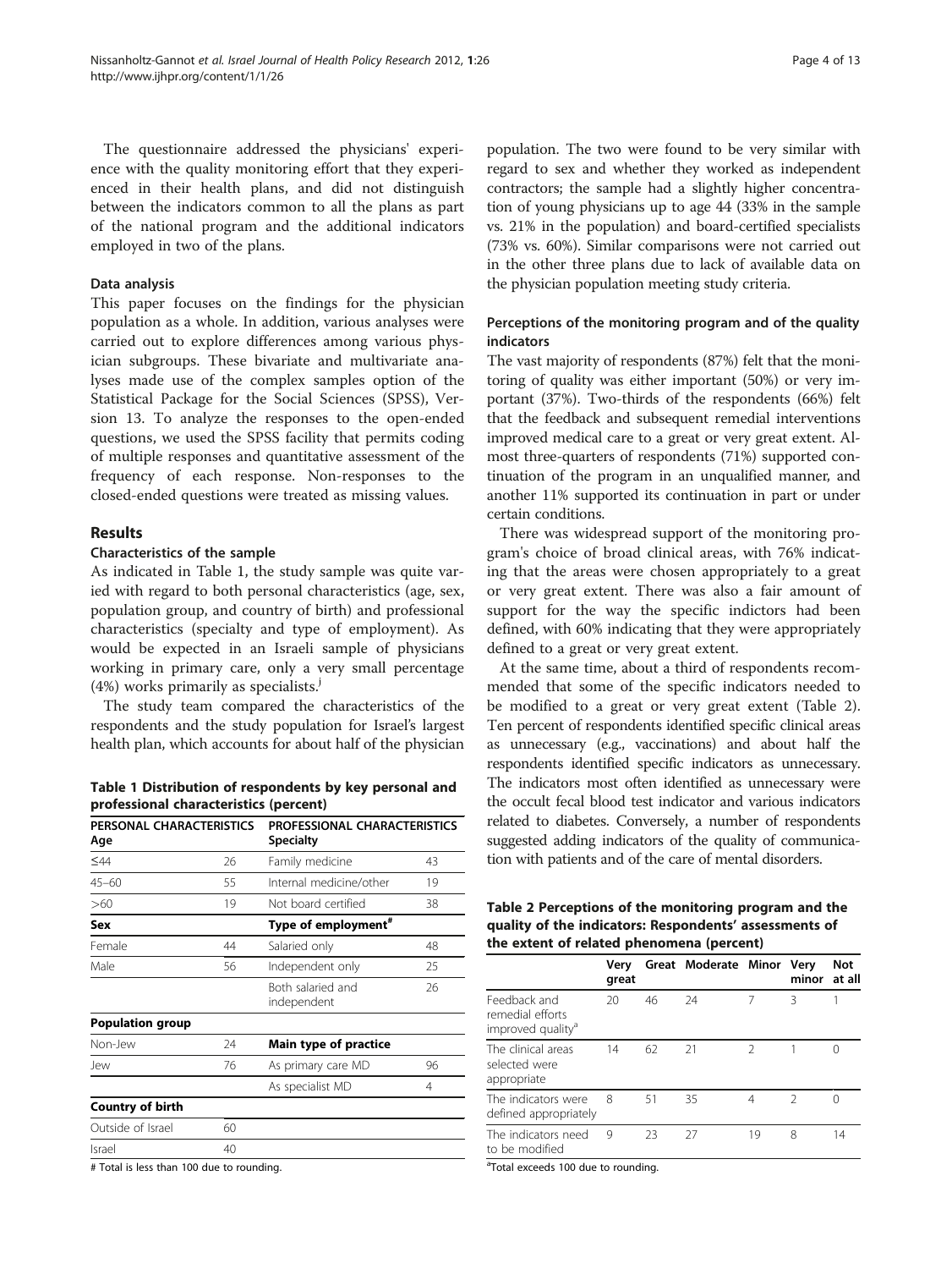The questionnaire addressed the physicians' experience with the quality monitoring effort that they experienced in their health plans, and did not distinguish between the indicators common to all the plans as part of the national program and the additional indicators employed in two of the plans.

### Data analysis

This paper focuses on the findings for the physician population as a whole. In addition, various analyses were carried out to explore differences among various physician subgroups. These bivariate and multivariate analyses made use of the complex samples option of the Statistical Package for the Social Sciences (SPSS), Version 13. To analyze the responses to the open-ended questions, we used the SPSS facility that permits coding of multiple responses and quantitative assessment of the frequency of each response. Non-responses to the closed-ended questions were treated as missing values.

## Results

### Characteristics of the sample

As indicated in Table 1, the study sample was quite varied with regard to both personal characteristics (age, sex, population group, and country of birth) and professional characteristics (specialty and type of employment). As would be expected in an Israeli sample of physicians working in primary care, only a very small percentage (4%) works primarily as specialists.[j]

The study team compared the characteristics of the respondents and the study population for Israel's largest health plan, which accounts for about half of the physician population. The two were found to be very similar with regard to sex and whether they worked as independent contractors; the sample had a slightly higher concentration of young physicians up to age 44 (33% in the sample vs. 21% in the population) and board-certified specialists (73% vs. 60%). Similar comparisons were not carried out in the other three plans due to lack of available data on the physician population meeting study criteria.

**Table 1 Distribution of respondents by key personal and professional characteristics (percent)**

| PERSONAL CHARACTERISTICS | | PROFESSIONAL CHARACTERISTICS | |
|---|---|---|---|
| **Age** | | **Specialty** | |
| ≤44 | 26 | Family medicine | 43 |
| 45–60 | 55 | Internal medicine/other | 19 |
| >60 | 19 | Not board certified | 38 |
| **Sex** | | **Type of employment#** | |
| Female | 44 | Salaried only | 48 |
| Male | 56 | Independent only | 25 |
| | | Both salaried and independent | 26 |
| **Population group** | | | |
| Non-Jew | 24 | **Main type of practice** | |
| Jew | 76 | As primary care MD | 96 |
| | | As specialist MD | 4 |
| **Country of birth** | | | |
| Outside of Israel | 60 | | |
| Israel | 40 | | |

# Total is less than 100 due to rounding.

### Perceptions of the monitoring program and of the quality indicators

The vast majority of respondents (87%) felt that the monitoring of quality was either important (50%) or very important (37%). Two-thirds of the respondents (66%) felt that the feedback and subsequent remedial interventions improved medical care to a great or very great extent. Almost three-quarters of respondents (71%) supported continuation of the program in an unqualified manner, and another 11% supported its continuation in part or under certain conditions.

There was widespread support of the monitoring program's choice of broad clinical areas, with 76% indicating that the areas were chosen appropriately to a great or very great extent. There was also a fair amount of support for the way the specific indictors had been defined, with 60% indicating that they were appropriately defined to a great or very great extent.

At the same time, about a third of respondents recommended that some of the specific indicators needed to be modified to a great or very great extent (Table 2). Ten percent of respondents identified specific clinical areas as unnecessary (e.g., vaccinations) and about half the respondents identified specific indicators as unnecessary. The indicators most often identified as unnecessary were the occult fecal blood test indicator and various indicators related to diabetes. Conversely, a number of respondents suggested adding indicators of the quality of communication with patients and of the care of mental disorders.

**Table 2 Perceptions of the monitoring program and the quality of the indicators: Respondents' assessments of the extent of related phenomena (percent)**

| | Very great | Great | Moderate | Minor | Very minor | Not at all |
|---|---|---|---|---|---|---|
| Feedback and remedial efforts improved quality[a] | 20 | 46 | 24 | 7 | 3 | 1 |
| The clinical areas selected were appropriate | 14 | 62 | 21 | 2 | 1 | 0 |
| The indicators were defined appropriately | 8 | 51 | 35 | 4 | 2 | 0 |
| The indicators need to be modified | 9 | 23 | 27 | 19 | 8 | 14 |

[a]Total exceeds 100 due to rounding.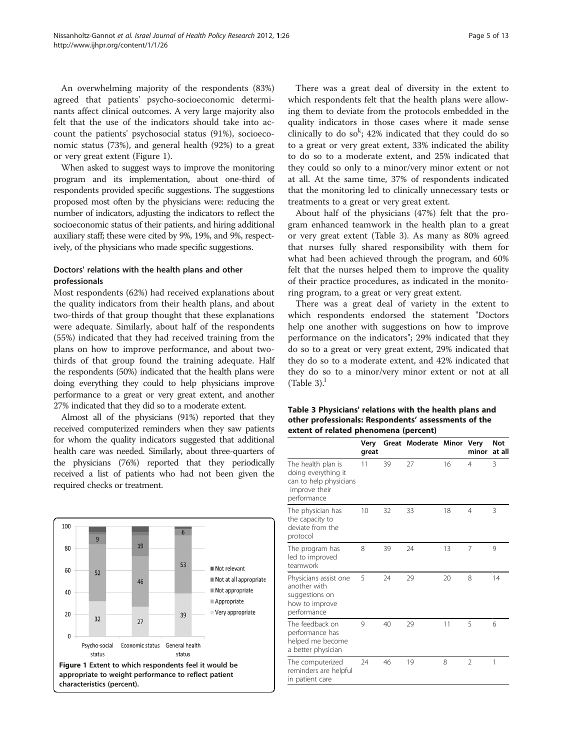An overwhelming majority of the respondents (83%) agreed that patients' psycho-socioeconomic determinants affect clinical outcomes. A very large majority also felt that the use of the indicators should take into account the patients' psychosocial status (91%), socioeconomic status (73%), and general health (92%) to a great or very great extent (Figure 1).

When asked to suggest ways to improve the monitoring program and its implementation, about one-third of respondents provided specific suggestions. The suggestions proposed most often by the physicians were: reducing the number of indicators, adjusting the indicators to reflect the socioeconomic status of their patients, and hiring additional auxiliary staff; these were cited by 9%, 19%, and 9%, respectively, of the physicians who made specific suggestions.

### Doctors' relations with the health plans and other professionals

Most respondents (62%) had received explanations about the quality indicators from their health plans, and about two-thirds of that group thought that these explanations were adequate. Similarly, about half of the respondents (55%) indicated that they had received training from the plans on how to improve performance, and about two-thirds of that group found the training adequate. Half the respondents (50%) indicated that the health plans were doing everything they could to help physicians improve performance to a great or very great extent, and another 27% indicated that they did so to a moderate extent.

Almost all of the physicians (91%) reported that they received computerized reminders when they saw patients for whom the quality indicators suggested that additional health care was needed. Similarly, about three-quarters of the physicians (76%) reported that they periodically received a list of patients who had not been given the required checks or treatment.

| | Psycho-social status | Economic status | General health status |
|---|---|---|---|
| Very appropriate | 32 | 27 | 39 |
| Appropriate | 52 | 46 | 53 |
| Not appropriate | 9 | 19 | 6 |

Figure 1 Extent to which respondents feel it would be appropriate to weight performance to reflect patient characteristics (percent).

There was a great deal of diversity in the extent to which respondents felt that the health plans were allowing them to deviate from the protocols embedded in the quality indicators in those cases where it made sense clinically to do so[k]; 42% indicated that they could do so to a great or very great extent, 33% indicated the ability to do so to a moderate extent, and 25% indicated that they could so only to a minor/very minor extent or not at all. At the same time, 37% of respondents indicated that the monitoring led to clinically unnecessary tests or treatments to a great or very great extent.

About half of the physicians (47%) felt that the program enhanced teamwork in the health plan to a great or very great extent (Table 3). As many as 80% agreed that nurses fully shared responsibility with them for what had been achieved through the program, and 60% felt that the nurses helped them to improve the quality of their practice procedures, as indicated in the monitoring program, to a great or very great extent.

There was a great deal of variety in the extent to which respondents endorsed the statement "Doctors help one another with suggestions on how to improve performance on the indicators"; 29% indicated that they do so to a great or very great extent, 29% indicated that they do so to a moderate extent, and 42% indicated that they do so to a minor/very minor extent or not at all (Table 3).[l]

**Table 3 Physicians' relations with the health plans and other professionals: Respondents' assessments of the extent of related phenomena (percent)**

| | Very great | Great | Moderate | Minor | Very minor | Not at all |
|---|---|---|---|---|---|---|
| The health plan is doing everything it can to help physicians improve their performance | 11 | 39 | 27 | 16 | 4 | 3 |
| The physician has the capacity to deviate from the protocol | 10 | 32 | 33 | 18 | 4 | 3 |
| The program has led to improved teamwork | 8 | 39 | 24 | 13 | 7 | 9 |
| Physicians assist one another with suggestions on how to improve performance | 5 | 24 | 29 | 20 | 8 | 14 |
| The feedback on performance has helped me become a better physician | 9 | 40 | 29 | 11 | 5 | 6 |
| The computerized reminders are helpful in patient care | 24 | 46 | 19 | 8 | 2 | 1 |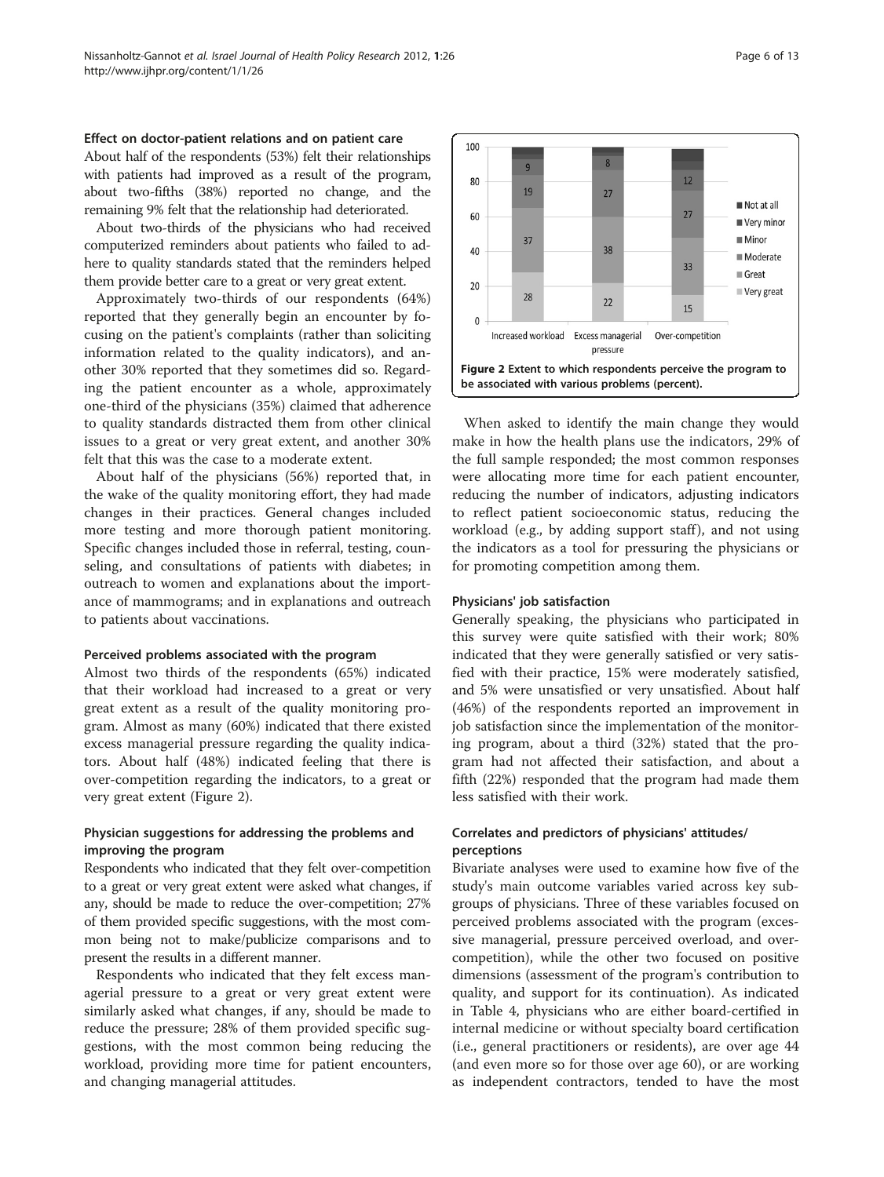### Effect on doctor-patient relations and on patient care

About half of the respondents (53%) felt their relationships with patients had improved as a result of the program, about two-fifths (38%) reported no change, and the remaining 9% felt that the relationship had deteriorated.

About two-thirds of the physicians who had received computerized reminders about patients who failed to adhere to quality standards stated that the reminders helped them provide better care to a great or very great extent.

Approximately two-thirds of our respondents (64%) reported that they generally begin an encounter by focusing on the patient's complaints (rather than soliciting information related to the quality indicators), and another 30% reported that they sometimes did so. Regarding the patient encounter as a whole, approximately one-third of the physicians (35%) claimed that adherence to quality standards distracted them from other clinical issues to a great or very great extent, and another 30% felt that this was the case to a moderate extent.

About half of the physicians (56%) reported that, in the wake of the quality monitoring effort, they had made changes in their practices. General changes included more testing and more thorough patient monitoring. Specific changes included those in referral, testing, counseling, and consultations of patients with diabetes; in outreach to women and explanations about the importance of mammograms; and in explanations and outreach to patients about vaccinations.

### Perceived problems associated with the program

Almost two thirds of the respondents (65%) indicated that their workload had increased to a great or very great extent as a result of the quality monitoring program. Almost as many (60%) indicated that there existed excess managerial pressure regarding the quality indicators. About half (48%) indicated feeling that there is over-competition regarding the indicators, to a great or very great extent (Figure 2).

| | Increased workload | Excess managerial pressure | Over-competition |
|---|---|---|---|
| Very great | 28 | 22 | 15 |
| Great | 37 | 38 | 33 |
| Moderate | 19 | 27 | 27 |
| Minor | 9 | 8 | 12 |

**Figure 2** Extent to which respondents perceive the program to be associated with various problems (percent).

### Physician suggestions for addressing the problems and improving the program

Respondents who indicated that they felt over-competition to a great or very great extent were asked what changes, if any, should be made to reduce the over-competition; 27% of them provided specific suggestions, with the most common being not to make/publicize comparisons and to present the results in a different manner.

Respondents who indicated that they felt excess managerial pressure to a great or very great extent were similarly asked what changes, if any, should be made to reduce the pressure; 28% of them provided specific suggestions, with the most common being reducing the workload, providing more time for patient encounters, and changing managerial attitudes.

When asked to identify the main change they would make in how the health plans use the indicators, 29% of the full sample responded; the most common responses were allocating more time for each patient encounter, reducing the number of indicators, adjusting indicators to reflect patient socioeconomic status, reducing the workload (e.g., by adding support staff), and not using the indicators as a tool for pressuring the physicians or for promoting competition among them.

### Physicians' job satisfaction

Generally speaking, the physicians who participated in this survey were quite satisfied with their work; 80% indicated that they were generally satisfied or very satisfied with their practice, 15% were moderately satisfied, and 5% were unsatisfied or very unsatisfied. About half (46%) of the respondents reported an improvement in job satisfaction since the implementation of the monitoring program, about a third (32%) stated that the program had not affected their satisfaction, and about a fifth (22%) responded that the program had made them less satisfied with their work.

### Correlates and predictors of physicians' attitudes/perceptions

Bivariate analyses were used to examine how five of the study's main outcome variables varied across key subgroups of physicians. Three of these variables focused on perceived problems associated with the program (excessive managerial, pressure perceived overload, and over-competition), while the other two focused on positive dimensions (assessment of the program's contribution to quality, and support for its continuation). As indicated in Table 4, physicians who are either board-certified in internal medicine or without specialty board certification (i.e., general practitioners or residents), are over age 44 (and even more so for those over age 60), or are working as independent contractors, tended to have the most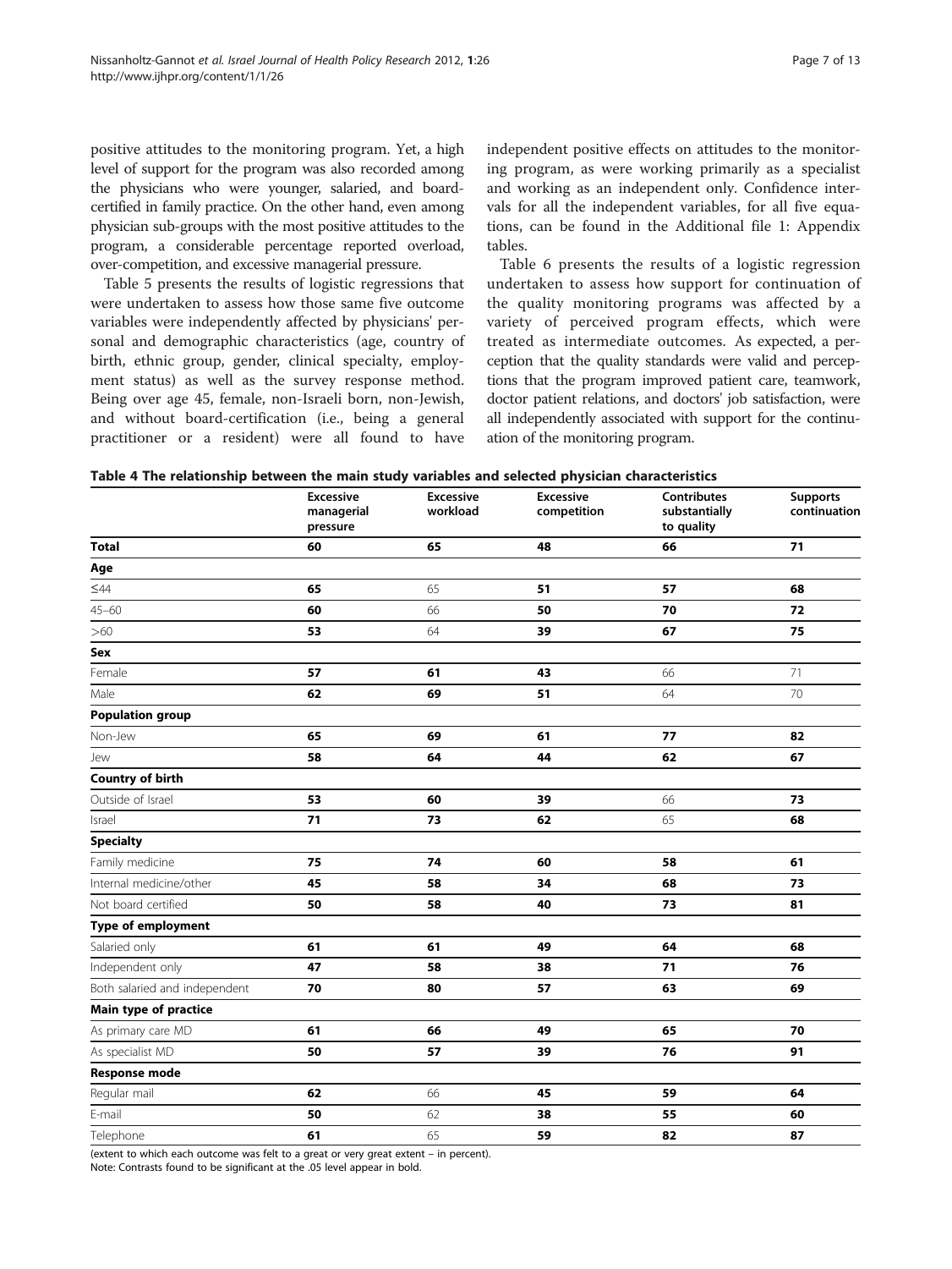positive attitudes to the monitoring program. Yet, a high level of support for the program was also recorded among the physicians who were younger, salaried, and board-certified in family practice. On the other hand, even among physician sub-groups with the most positive attitudes to the program, a considerable percentage reported overload, over-competition, and excessive managerial pressure.

Table 5 presents the results of logistic regressions that were undertaken to assess how those same five outcome variables were independently affected by physicians' personal and demographic characteristics (age, country of birth, ethnic group, gender, clinical specialty, employment status) as well as the survey response method. Being over age 45, female, non-Israeli born, non-Jewish, and without board-certification (i.e., being a general practitioner or a resident) were all found to have independent positive effects on attitudes to the monitoring program, as were working primarily as a specialist and working as an independent only. Confidence intervals for all the independent variables, for all five equations, can be found in the Additional file 1: Appendix tables.

Table 6 presents the results of a logistic regression undertaken to assess how support for continuation of the quality monitoring programs was affected by a variety of perceived program effects, which were treated as intermediate outcomes. As expected, a perception that the quality standards were valid and perceptions that the program improved patient care, teamwork, doctor patient relations, and doctors' job satisfaction, were all independently associated with support for the continuation of the monitoring program.

**Table 4 The relationship between the main study variables and selected physician characteristics**

| | Excessive managerial pressure | Excessive workload | Excessive competition | Contributes substantially to quality | Supports continuation |
|---|---|---|---|---|---|
| **Total** | **60** | **65** | **48** | **66** | **71** |
| **Age** | | | | | |
| ≤44 | **65** | 65 | **51** | **57** | **68** |
| 45–60 | **60** | 66 | **50** | **70** | **72** |
| >60 | **53** | 64 | **39** | **67** | **75** |
| **Sex** | | | | | |
| Female | **57** | **61** | **43** | 66 | 71 |
| Male | **62** | **69** | **51** | 64 | 70 |
| **Population group** | | | | | |
| Non-Jew | **65** | **69** | **61** | **77** | **82** |
| Jew | **58** | **64** | **44** | **62** | **67** |
| **Country of birth** | | | | | |
| Outside of Israel | **53** | **60** | **39** | 66 | **73** |
| Israel | **71** | **73** | **62** | 65 | **68** |
| **Specialty** | | | | | |
| Family medicine | **75** | **74** | **60** | **58** | **61** |
| Internal medicine/other | **45** | **58** | **34** | **68** | **73** |
| Not board certified | **50** | **58** | **40** | **73** | **81** |
| **Type of employment** | | | | | |
| Salaried only | **61** | **61** | **49** | **64** | **68** |
| Independent only | **47** | **58** | **38** | **71** | **76** |
| Both salaried and independent | **70** | **80** | **57** | **63** | **69** |
| **Main type of practice** | | | | | |
| As primary care MD | **61** | **66** | **49** | **65** | **70** |
| As specialist MD | **50** | **57** | **39** | **76** | **91** |
| **Response mode** | | | | | |
| Regular mail | **62** | 66 | **45** | **59** | **64** |
| E-mail | **50** | 62 | **38** | **55** | **60** |
| Telephone | **61** | 65 | **59** | **82** | **87** |

(extent to which each outcome was felt to a great or very great extent – in percent).
Note: Contrasts found to be significant at the .05 level appear in bold.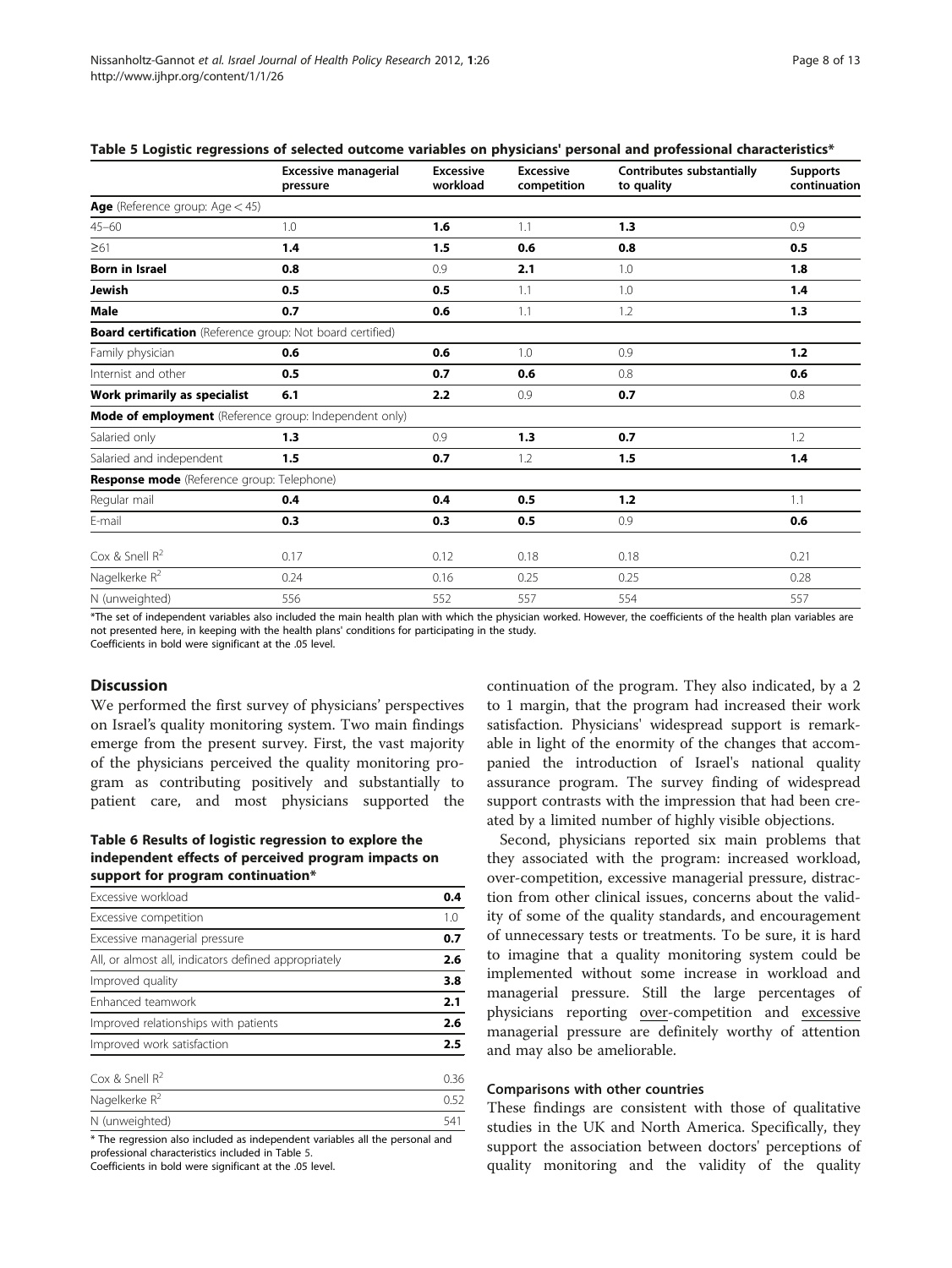**Table 5 Logistic regressions of selected outcome variables on physicians' personal and professional characteristics***

| | Excessive managerial pressure | Excessive workload | Excessive competition | Contributes substantially to quality | Supports continuation |
|---|---|---|---|---|---|
| **Age** (Reference group: Age < 45) | | | | | |
| 45–60 | 1.0 | **1.6** | 1.1 | **1.3** | 0.9 |
| ≥61 | **1.4** | **1.5** | **0.6** | **0.8** | **0.5** |
| **Born in Israel** | **0.8** | 0.9 | **2.1** | 1.0 | **1.8** |
| **Jewish** | **0.5** | **0.5** | 1.1 | 1.0 | **1.4** |
| **Male** | **0.7** | **0.6** | 1.1 | 1.2 | **1.3** |
| **Board certification** (Reference group: Not board certified) | | | | | |
| Family physician | **0.6** | **0.6** | 1.0 | 0.9 | **1.2** |
| Internist and other | **0.5** | **0.7** | **0.6** | 0.8 | **0.6** |
| **Work primarily as specialist** | **6.1** | **2.2** | 0.9 | **0.7** | 0.8 |
| **Mode of employment** (Reference group: Independent only) | | | | | |
| Salaried only | **1.3** | 0.9 | **1.3** | **0.7** | 1.2 |
| Salaried and independent | **1.5** | **0.7** | 1.2 | **1.5** | **1.4** |
| **Response mode** (Reference group: Telephone) | | | | | |
| Regular mail | **0.4** | **0.4** | **0.5** | **1.2** | 1.1 |
| E-mail | **0.3** | **0.3** | **0.5** | 0.9 | **0.6** |
| Cox & Snell $R^2$ | 0.17 | 0.12 | 0.18 | 0.18 | 0.21 |
| Nagelkerke $R^2$ | 0.24 | 0.16 | 0.25 | 0.25 | 0.28 |
| N (unweighted) | 556 | 552 | 557 | 554 | 557 |

*The set of independent variables also included the main health plan with which the physician worked. However, the coefficients of the health plan variables are not presented here, in keeping with the health plans' conditions for participating in the study.
Coefficients in bold were significant at the .05 level.

## Discussion

We performed the first survey of physicians' perspectives on Israel's quality monitoring system. Two main findings emerge from the present survey. First, the vast majority of the physicians perceived the quality monitoring program as contributing positively and substantially to patient care, and most physicians supported the continuation of the program. They also indicated, by a 2 to 1 margin, that the program had increased their work satisfaction. Physicians' widespread support is remarkable in light of the enormity of the changes that accompanied the introduction of Israel's national quality assurance program. The survey finding of widespread support contrasts with the impression that had been created by a limited number of highly visible objections.

**Table 6 Results of logistic regression to explore the independent effects of perceived program impacts on support for program continuation***

| | |
|---|---|
| Excessive workload | **0.4** |
| Excessive competition | 1.0 |
| Excessive managerial pressure | **0.7** |
| All, or almost all, indicators defined appropriately | **2.6** |
| Improved quality | **3.8** |
| Enhanced teamwork | **2.1** |
| Improved relationships with patients | **2.6** |
| Improved work satisfaction | **2.5** |
| Cox & Snell $R^2$ | 0.36 |
| Nagelkerke $R^2$ | 0.52 |
| N (unweighted) | 541 |

* The regression also included as independent variables all the personal and professional characteristics included in Table 5.
Coefficients in bold were significant at the .05 level.

Second, physicians reported six main problems that they associated with the program: increased workload, over-competition, excessive managerial pressure, distraction from other clinical issues, concerns about the validity of some of the quality standards, and encouragement of unnecessary tests or treatments. To be sure, it is hard to imagine that a quality monitoring system could be implemented without some increase in workload and managerial pressure. Still the large percentages of physicians reporting over-competition and excessive managerial pressure are definitely worthy of attention and may also be ameliorable.

### Comparisons with other countries

These findings are consistent with those of qualitative studies in the UK and North America. Specifically, they support the association between doctors' perceptions of quality monitoring and the validity of the quality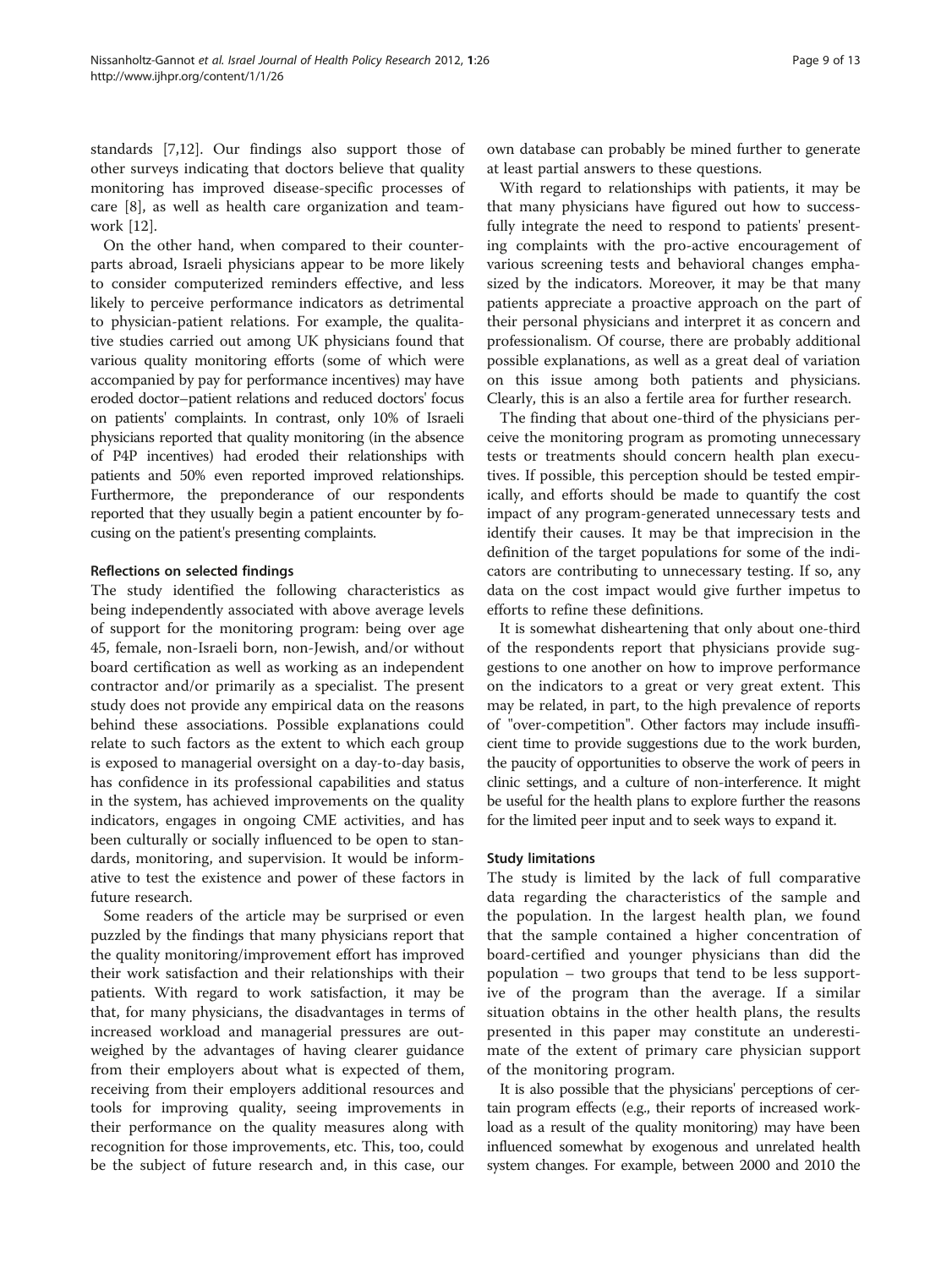standards [7,12]. Our findings also support those of other surveys indicating that doctors believe that quality monitoring has improved disease-specific processes of care [8], as well as health care organization and teamwork [12].

On the other hand, when compared to their counterparts abroad, Israeli physicians appear to be more likely to consider computerized reminders effective, and less likely to perceive performance indicators as detrimental to physician-patient relations. For example, the qualitative studies carried out among UK physicians found that various quality monitoring efforts (some of which were accompanied by pay for performance incentives) may have eroded doctor–patient relations and reduced doctors' focus on patients' complaints. In contrast, only 10% of Israeli physicians reported that quality monitoring (in the absence of P4P incentives) had eroded their relationships with patients and 50% even reported improved relationships. Furthermore, the preponderance of our respondents reported that they usually begin a patient encounter by focusing on the patient's presenting complaints.

### Reflections on selected findings

The study identified the following characteristics as being independently associated with above average levels of support for the monitoring program: being over age 45, female, non-Israeli born, non-Jewish, and/or without board certification as well as working as an independent contractor and/or primarily as a specialist. The present study does not provide any empirical data on the reasons behind these associations. Possible explanations could relate to such factors as the extent to which each group is exposed to managerial oversight on a day-to-day basis, has confidence in its professional capabilities and status in the system, has achieved improvements on the quality indicators, engages in ongoing CME activities, and has been culturally or socially influenced to be open to standards, monitoring, and supervision. It would be informative to test the existence and power of these factors in future research.

Some readers of the article may be surprised or even puzzled by the findings that many physicians report that the quality monitoring/improvement effort has improved their work satisfaction and their relationships with their patients. With regard to work satisfaction, it may be that, for many physicians, the disadvantages in terms of increased workload and managerial pressures are outweighed by the advantages of having clearer guidance from their employers about what is expected of them, receiving from their employers additional resources and tools for improving quality, seeing improvements in their performance on the quality measures along with recognition for those improvements, etc. This, too, could be the subject of future research and, in this case, our own database can probably be mined further to generate at least partial answers to these questions.

With regard to relationships with patients, it may be that many physicians have figured out how to successfully integrate the need to respond to patients' presenting complaints with the pro-active encouragement of various screening tests and behavioral changes emphasized by the indicators. Moreover, it may be that many patients appreciate a proactive approach on the part of their personal physicians and interpret it as concern and professionalism. Of course, there are probably additional possible explanations, as well as a great deal of variation on this issue among both patients and physicians. Clearly, this is an also a fertile area for further research.

The finding that about one-third of the physicians perceive the monitoring program as promoting unnecessary tests or treatments should concern health plan executives. If possible, this perception should be tested empirically, and efforts should be made to quantify the cost impact of any program-generated unnecessary tests and identify their causes. It may be that imprecision in the definition of the target populations for some of the indicators are contributing to unnecessary testing. If so, any data on the cost impact would give further impetus to efforts to refine these definitions.

It is somewhat disheartening that only about one-third of the respondents report that physicians provide suggestions to one another on how to improve performance on the indicators to a great or very great extent. This may be related, in part, to the high prevalence of reports of "over-competition". Other factors may include insufficient time to provide suggestions due to the work burden, the paucity of opportunities to observe the work of peers in clinic settings, and a culture of non-interference. It might be useful for the health plans to explore further the reasons for the limited peer input and to seek ways to expand it.

### Study limitations

The study is limited by the lack of full comparative data regarding the characteristics of the sample and the population. In the largest health plan, we found that the sample contained a higher concentration of board-certified and younger physicians than did the population – two groups that tend to be less supportive of the program than the average. If a similar situation obtains in the other health plans, the results presented in this paper may constitute an underestimate of the extent of primary care physician support of the monitoring program.

It is also possible that the physicians' perceptions of certain program effects (e.g., their reports of increased workload as a result of the quality monitoring) may have been influenced somewhat by exogenous and unrelated health system changes. For example, between 2000 and 2010 the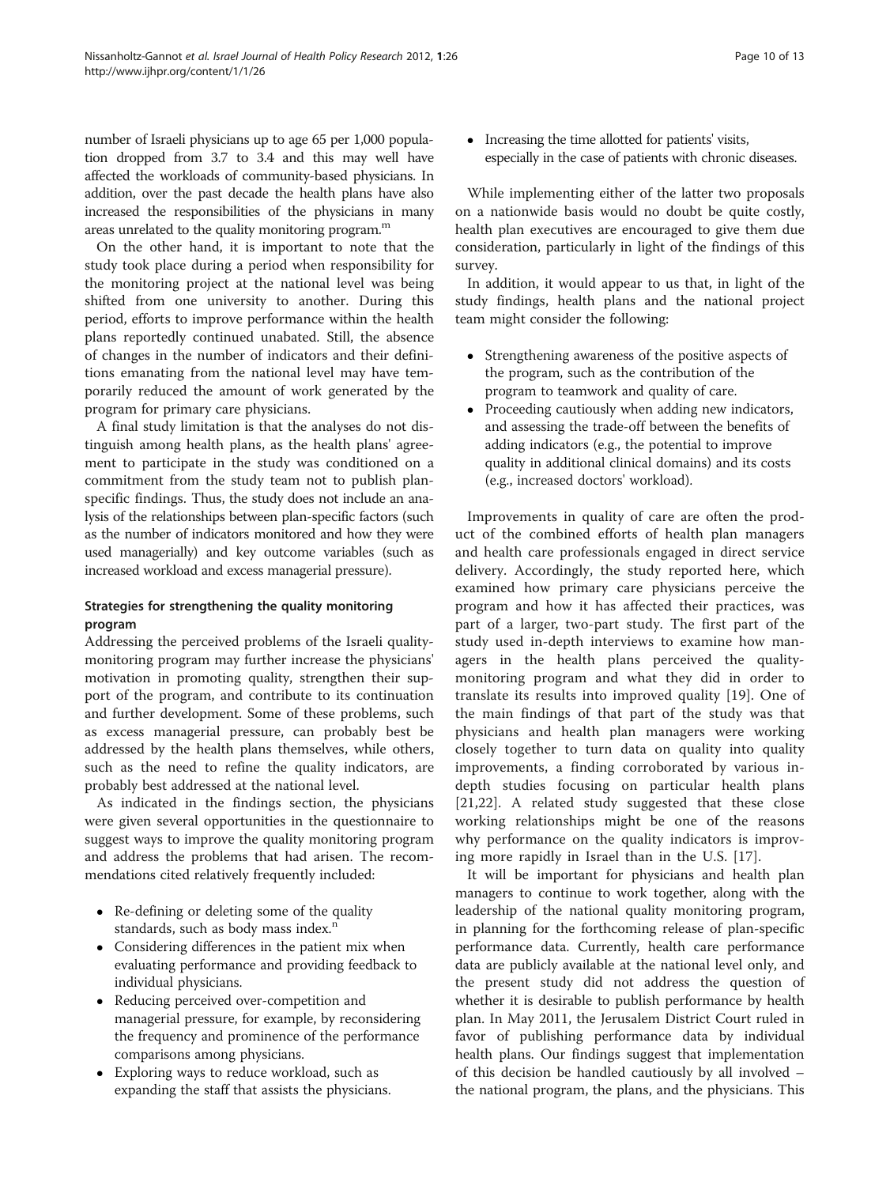number of Israeli physicians up to age 65 per 1,000 population dropped from 3.7 to 3.4 and this may well have affected the workloads of community-based physicians. In addition, over the past decade the health plans have also increased the responsibilities of the physicians in many areas unrelated to the quality monitoring program.[m]

On the other hand, it is important to note that the study took place during a period when responsibility for the monitoring project at the national level was being shifted from one university to another. During this period, efforts to improve performance within the health plans reportedly continued unabated. Still, the absence of changes in the number of indicators and their definitions emanating from the national level may have temporarily reduced the amount of work generated by the program for primary care physicians.

A final study limitation is that the analyses do not distinguish among health plans, as the health plans' agreement to participate in the study was conditioned on a commitment from the study team not to publish plan-specific findings. Thus, the study does not include an analysis of the relationships between plan-specific factors (such as the number of indicators monitored and how they were used managerially) and key outcome variables (such as increased workload and excess managerial pressure).

### Strategies for strengthening the quality monitoring program

Addressing the perceived problems of the Israeli quality-monitoring program may further increase the physicians' motivation in promoting quality, strengthen their support of the program, and contribute to its continuation and further development. Some of these problems, such as excess managerial pressure, can probably best be addressed by the health plans themselves, while others, such as the need to refine the quality indicators, are probably best addressed at the national level.

As indicated in the findings section, the physicians were given several opportunities in the questionnaire to suggest ways to improve the quality monitoring program and address the problems that had arisen. The recommendations cited relatively frequently included:

- Re-defining or deleting some of the quality standards, such as body mass index.[n]
- Considering differences in the patient mix when evaluating performance and providing feedback to individual physicians.
- Reducing perceived over-competition and managerial pressure, for example, by reconsidering the frequency and prominence of the performance comparisons among physicians.
- Exploring ways to reduce workload, such as expanding the staff that assists the physicians.
- Increasing the time allotted for patients' visits, especially in the case of patients with chronic diseases.

While implementing either of the latter two proposals on a nationwide basis would no doubt be quite costly, health plan executives are encouraged to give them due consideration, particularly in light of the findings of this survey.

In addition, it would appear to us that, in light of the study findings, health plans and the national project team might consider the following:

- Strengthening awareness of the positive aspects of the program, such as the contribution of the program to teamwork and quality of care.
- Proceeding cautiously when adding new indicators, and assessing the trade-off between the benefits of adding indicators (e.g., the potential to improve quality in additional clinical domains) and its costs (e.g., increased doctors' workload).

Improvements in quality of care are often the product of the combined efforts of health plan managers and health care professionals engaged in direct service delivery. Accordingly, the study reported here, which examined how primary care physicians perceive the program and how it has affected their practices, was part of a larger, two-part study. The first part of the study used in-depth interviews to examine how managers in the health plans perceived the quality-monitoring program and what they did in order to translate its results into improved quality [19]. One of the main findings of that part of the study was that physicians and health plan managers were working closely together to turn data on quality into quality improvements, a finding corroborated by various in-depth studies focusing on particular health plans [21,22]. A related study suggested that these close working relationships might be one of the reasons why performance on the quality indicators is improving more rapidly in Israel than in the U.S. [17].

It will be important for physicians and health plan managers to continue to work together, along with the leadership of the national quality monitoring program, in planning for the forthcoming release of plan-specific performance data. Currently, health care performance data are publicly available at the national level only, and the present study did not address the question of whether it is desirable to publish performance by health plan. In May 2011, the Jerusalem District Court ruled in favor of publishing performance data by individual health plans. Our findings suggest that implementation of this decision be handled cautiously by all involved – the national program, the plans, and the physicians. This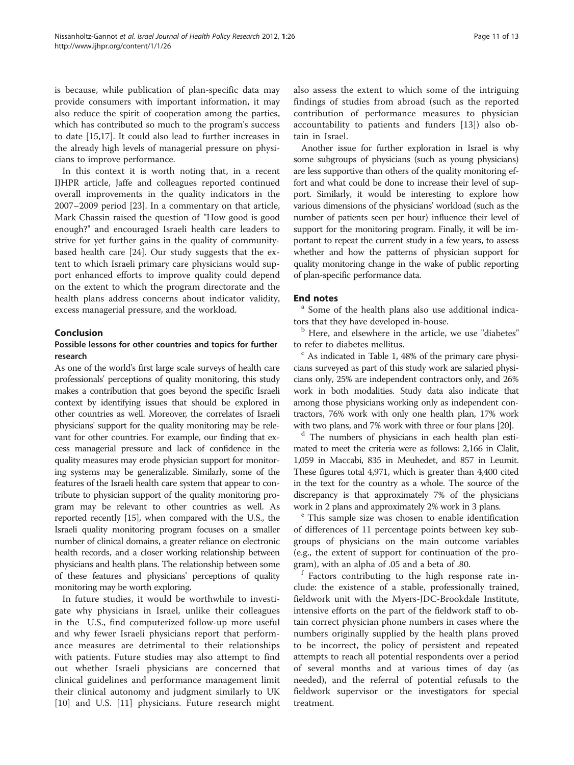is because, while publication of plan-specific data may provide consumers with important information, it may also reduce the spirit of cooperation among the parties, which has contributed so much to the program's success to date [15,17]. It could also lead to further increases in the already high levels of managerial pressure on physicians to improve performance.

In this context it is worth noting that, in a recent IJHPR article, Jaffe and colleagues reported continued overall improvements in the quality indicators in the 2007–2009 period [23]. In a commentary on that article, Mark Chassin raised the question of "How good is good enough?" and encouraged Israeli health care leaders to strive for yet further gains in the quality of community-based health care [24]. Our study suggests that the extent to which Israeli primary care physicians would support enhanced efforts to improve quality could depend on the extent to which the program directorate and the health plans address concerns about indicator validity, excess managerial pressure, and the workload.

## Conclusion

### Possible lessons for other countries and topics for further research

As one of the world's first large scale surveys of health care professionals' perceptions of quality monitoring, this study makes a contribution that goes beyond the specific Israeli context by identifying issues that should be explored in other countries as well. Moreover, the correlates of Israeli physicians' support for the quality monitoring may be relevant for other countries. For example, our finding that excess managerial pressure and lack of confidence in the quality measures may erode physician support for monitoring systems may be generalizable. Similarly, some of the features of the Israeli health care system that appear to contribute to physician support of the quality monitoring program may be relevant to other countries as well. As reported recently [15], when compared with the U.S., the Israeli quality monitoring program focuses on a smaller number of clinical domains, a greater reliance on electronic health records, and a closer working relationship between physicians and health plans. The relationship between some of these features and physicians' perceptions of quality monitoring may be worth exploring.

In future studies, it would be worthwhile to investigate why physicians in Israel, unlike their colleagues in the U.S., find computerized follow-up more useful and why fewer Israeli physicians report that performance measures are detrimental to their relationships with patients. Future studies may also attempt to find out whether Israeli physicians are concerned that clinical guidelines and performance management limit their clinical autonomy and judgment similarly to UK [10] and U.S. [11] physicians. Future research might also assess the extent to which some of the intriguing findings of studies from abroad (such as the reported contribution of performance measures to physician accountability to patients and funders [13]) also obtain in Israel.

Another issue for further exploration in Israel is why some subgroups of physicians (such as young physicians) are less supportive than others of the quality monitoring effort and what could be done to increase their level of support. Similarly, it would be interesting to explore how various dimensions of the physicians' workload (such as the number of patients seen per hour) influence their level of support for the monitoring program. Finally, it will be important to repeat the current study in a few years, to assess whether and how the patterns of physician support for quality monitoring change in the wake of public reporting of plan-specific performance data.

## End notes

[a] Some of the health plans also use additional indicators that they have developed in-house.

[b] Here, and elsewhere in the article, we use "diabetes" to refer to diabetes mellitus.

[c] As indicated in Table 1, 48% of the primary care physicians surveyed as part of this study work are salaried physicians only, 25% are independent contractors only, and 26% work in both modalities. Study data also indicate that among those physicians working only as independent contractors, 76% work with only one health plan, 17% work with two plans, and 7% work with three or four plans [20].

[d] The numbers of physicians in each health plan estimated to meet the criteria were as follows: 2,166 in Clalit, 1,059 in Maccabi, 835 in Meuhedet, and 857 in Leumit. These figures total 4,971, which is greater than 4,400 cited in the text for the country as a whole. The source of the discrepancy is that approximately 7% of the physicians work in 2 plans and approximately 2% work in 3 plans.

[e] This sample size was chosen to enable identification of differences of 11 percentage points between key subgroups of physicians on the main outcome variables (e.g., the extent of support for continuation of the program), with an alpha of .05 and a beta of .80.

[f] Factors contributing to the high response rate include: the existence of a stable, professionally trained, fieldwork unit with the Myers-JDC-Brookdale Institute, intensive efforts on the part of the fieldwork staff to obtain correct physician phone numbers in cases where the numbers originally supplied by the health plans proved to be incorrect, the policy of persistent and repeated attempts to reach all potential respondents over a period of several months and at various times of day (as needed), and the referral of potential refusals to the fieldwork supervisor or the investigators for special treatment.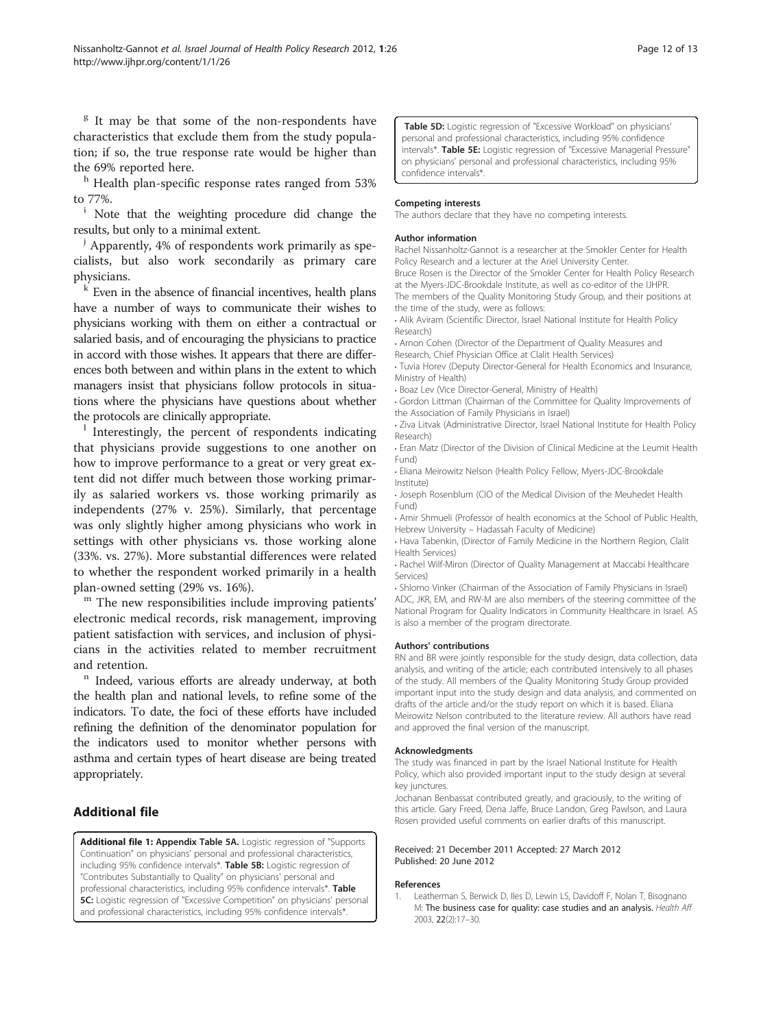[g] It may be that some of the non-respondents have characteristics that exclude them from the study population; if so, the true response rate would be higher than the 69% reported here.

[h] Health plan-specific response rates ranged from 53% to 77%.

[i] Note that the weighting procedure did change the results, but only to a minimal extent.

[j] Apparently, 4% of respondents work primarily as specialists, but also work secondarily as primary care physicians.

[k] Even in the absence of financial incentives, health plans have a number of ways to communicate their wishes to physicians working with them on either a contractual or salaried basis, and of encouraging the physicians to practice in accord with those wishes. It appears that there are differences both between and within plans in the extent to which managers insist that physicians follow protocols in situations where the physicians have questions about whether the protocols are clinically appropriate.

[l] Interestingly, the percent of respondents indicating that physicians provide suggestions to one another on how to improve performance to a great or very great extent did not differ much between those working primarily as salaried workers vs. those working primarily as independents (27% v. 25%). Similarly, that percentage was only slightly higher among physicians who work in settings with other physicians vs. those working alone (33%. vs. 27%). More substantial differences were related to whether the respondent worked primarily in a health plan-owned setting (29% vs. 16%).

[m] The new responsibilities include improving patients' electronic medical records, risk management, improving patient satisfaction with services, and inclusion of physicians in the activities related to member recruitment and retention.

[n] Indeed, various efforts are already underway, at both the health plan and national levels, to refine some of the indicators. To date, the foci of these efforts have included refining the definition of the denominator population for the indicators used to monitor whether persons with asthma and certain types of heart disease are being treated appropriately.

## Additional file

**Additional file 1: Appendix Table 5A.** Logistic regression of "Supports Continuation" on physicians' personal and professional characteristics, including 95% confidence intervals*. **Table 5B:** Logistic regression of "Contributes Substantially to Quality" on physicians' personal and professional characteristics, including 95% confidence intervals*. **Table 5C:** Logistic regression of "Excessive Competition" on physicians' personal and professional characteristics, including 95% confidence intervals*. **Table 5D:** Logistic regression of "Excessive Workload" on physicians' personal and professional characteristics, including 95% confidence intervals*. **Table 5E:** Logistic regression of "Excessive Managerial Pressure" on physicians' personal and professional characteristics, including 95% confidence intervals*.

#### Competing interests

The authors declare that they have no competing interests.

#### Author information

Rachel Nissanholtz-Gannot is a researcher at the Smokler Center for Health Policy Research and a lecturer at the Ariel University Center.
Bruce Rosen is the Director of the Smokler Center for Health Policy Research at the Myers-JDC-Brookdale Institute, as well as co-editor of the IJHPR.
The members of the Quality Monitoring Study Group, and their positions at the time of the study, were as follows:

- Alik Aviram (Scientific Director, Israel National Institute for Health Policy Research)
- Arnon Cohen (Director of the Department of Quality Measures and Research, Chief Physician Office at Clalit Health Services)
- Tuvia Horev (Deputy Director-General for Health Economics and Insurance, Ministry of Health)
- Boaz Lev (Vice Director-General, Ministry of Health)
- Gordon Littman (Chairman of the Committee for Quality Improvements of the Association of Family Physicians in Israel)
- Ziva Litvak (Administrative Director, Israel National Institute for Health Policy Research)
- Eran Matz (Director of the Division of Clinical Medicine at the Leumit Health Fund)
- Eliana Meirowitz Nelson (Health Policy Fellow, Myers-JDC-Brookdale Institute)
- Joseph Rosenblum (CIO of the Medical Division of the Meuhedet Health Fund)
- Amir Shmueli (Professor of health economics at the School of Public Health, Hebrew University – Hadassah Faculty of Medicine)
- Hava Tabenkin, (Director of Family Medicine in the Northern Region, Clalit Health Services)
- Rachel Wilf-Miron (Director of Quality Management at Maccabi Healthcare Services)
- Shlomo Vinker (Chairman of the Association of Family Physicians in Israel)

ADC, JKR, EM, and RW-M are also members of the steering committee of the National Program for Quality Indicators in Community Healthcare in Israel. AS is also a member of the program directorate.

#### Authors' contributions

RN and BR were jointly responsible for the study design, data collection, data analysis, and writing of the article; each contributed intensively to all phases of the study. All members of the Quality Monitoring Study Group provided important input into the study design and data analysis, and commented on drafts of the article and/or the study report on which it is based. Eliana Meirowitz Nelson contributed to the literature review. All authors have read and approved the final version of the manuscript.

#### Acknowledgments

The study was financed in part by the Israel National Institute for Health Policy, which also provided important input to the study design at several key junctures.
Jochanan Benbassat contributed greatly, and graciously, to the writing of this article. Gary Freed, Dena Jaffe, Bruce Landon, Greg Pawlson, and Laura Rosen provided useful comments on earlier drafts of this manuscript.

Received: 21 December 2011 Accepted: 27 March 2012
Published: 20 June 2012

#### References

1. Leatherman S, Berwick D, Iles D, Lewin LS, Davidoff F, Nolan T, Bisognano M: **The business case for quality: case studies and an analysis.** *Health Aff* 2003, **22**(2):17–30.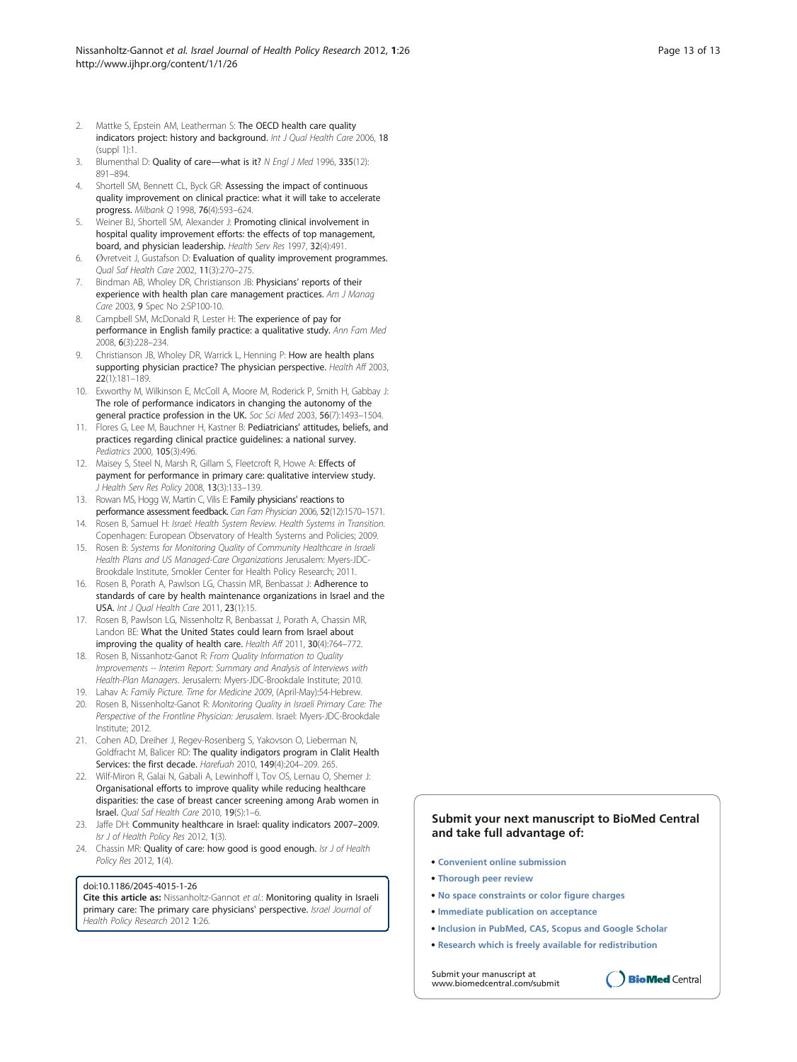2. Mattke S, Epstein AM, Leatherman S: **The OECD health care quality indicators project: history and background.** *Int J Qual Health Care* 2006, **18** (suppl 1):1.
3. Blumenthal D: **Quality of care—what is it?** *N Engl J Med* 1996, **335**(12): 891–894.
4. Shortell SM, Bennett CL, Byck GR: **Assessing the impact of continuous quality improvement on clinical practice: what it will take to accelerate progress.** *Milbank Q* 1998, **76**(4):593–624.
5. Weiner BJ, Shortell SM, Alexander J: **Promoting clinical involvement in hospital quality improvement efforts: the effects of top management, board, and physician leadership.** *Health Serv Res* 1997, **32**(4):491.
6. Øvretveit J, Gustafson D: **Evaluation of quality improvement programmes.** *Qual Saf Health Care* 2002, **11**(3):270–275.
7. Bindman AB, Wholey DR, Christianson JB: **Physicians' reports of their experience with health plan care management practices.** *Am J Manag Care* 2003, **9** Spec No 2:SP100-10.
8. Campbell SM, McDonald R, Lester H: **The experience of pay for performance in English family practice: a qualitative study.** *Ann Fam Med* 2008, **6**(3):228–234.
9. Christianson JB, Wholey DR, Warrick L, Henning P: **How are health plans supporting physician practice? The physician perspective.** *Health Aff* 2003, **22**(1):181–189.
10. Exworthy M, Wilkinson E, McColl A, Moore M, Roderick P, Smith H, Gabbay J: **The role of performance indicators in changing the autonomy of the general practice profession in the UK.** *Soc Sci Med* 2003, **56**(7):1493–1504.
11. Flores G, Lee M, Bauchner H, Kastner B: **Pediatricians' attitudes, beliefs, and practices regarding clinical practice guidelines: a national survey.** *Pediatrics* 2000, **105**(3):496.
12. Maisey S, Steel N, Marsh R, Gillam S, Fleetcroft R, Howe A: **Effects of payment for performance in primary care: qualitative interview study.** *J Health Serv Res Policy* 2008, **13**(3):133–139.
13. Rowan MS, Hogg W, Martin C, Vilis E: **Family physicians' reactions to performance assessment feedback.** *Can Fam Physician* 2006, **52**(12):1570–1571.
14. Rosen B, Samuel H: *Israel: Health System Review. Health Systems in Transition.* Copenhagen: European Observatory of Health Systems and Policies; 2009.
15. Rosen B: *Systems for Monitoring Quality of Community Healthcare in Israeli Health Plans and US Managed-Care Organizations* Jerusalem: Myers-JDC-Brookdale Institute, Smokler Center for Health Policy Research; 2011.
16. Rosen B, Porath A, Pawlson LG, Chassin MR, Benbassat J: **Adherence to standards of care by health maintenance organizations in Israel and the USA.** *Int J Qual Health Care* 2011, **23**(1):15.
17. Rosen B, Pawlson LG, Nissenholtz R, Benbassat J, Porath A, Chassin MR, Landon BE: **What the United States could learn from Israel about improving the quality of health care.** *Health Aff* 2011, **30**(4):764–772.
18. Rosen B, Nissanhotz-Ganot R: *From Quality Information to Quality Improvements -- Interim Report: Summary and Analysis of Interviews with Health-Plan Managers*. Jerusalem: Myers-JDC-Brookdale Institute; 2010.
19. Lahav A: *Family Picture. Time for Medicine 2009*, (April-May):54-Hebrew.
20. Rosen B, Nissenholtz-Ganot R: *Monitoring Quality in Israeli Primary Care: The Perspective of the Frontline Physician: Jerusalem*. Israel: Myers-JDC-Brookdale Institute; 2012.
21. Cohen AD, Dreiher J, Regev-Rosenberg S, Yakovson O, Lieberman N, Goldfracht M, Balicer RD: **The quality indigators program in Clalit Health Services: the first decade.** *Harefuah* 2010, **149**(4):204–209. 265.
22. Wilf-Miron R, Galai N, Gabali A, Lewinhoff I, Tov OS, Lernau O, Shemer J: **Organisational efforts to improve quality while reducing healthcare disparities: the case of breast cancer screening among Arab women in Israel.** *Qual Saf Health Care* 2010, **19**(5):1–6.
23. Jaffe DH: **Community healthcare in Israel: quality indicators 2007–2009.** *Isr J of Health Policy Res* 2012, **1**(3).
24. Chassin MR: **Quality of care: how good is good enough.** *Isr J of Health Policy Res* 2012, **1**(4).

doi:10.1186/2045-4015-1-26

**Cite this article as:** Nissanholtz-Gannot *et al.*: **Monitoring quality in Israeli primary care: The primary care physicians' perspective.** *Israel Journal of Health Policy Research* 2012 **1**:26.

**Submit your next manuscript to BioMed Central and take full advantage of:**

- **Convenient online submission**
- **Thorough peer review**
- **No space constraints or color figure charges**
- **Immediate publication on acceptance**
- **Inclusion in PubMed, CAS, Scopus and Google Scholar**
- **Research which is freely available for redistribution**

Submit your manuscript at
www.biomedcentral.com/submit

BioMed Central